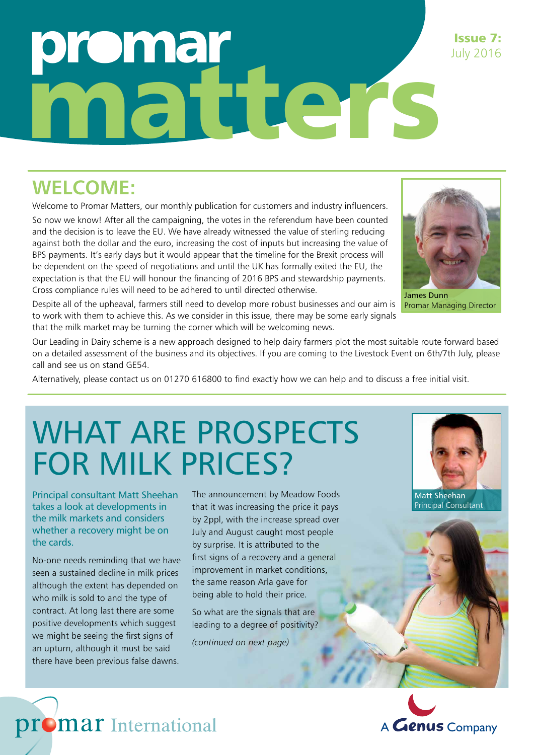# promar matters

**Issue 7:** July 2016

## WELCOME:

Welcome to Promar Matters, our monthly publication for customers and industry influencers.

So now we know! After all the campaigning, the votes in the referendum have been counted and the decision is to leave the EU. We have already witnessed the value of sterling reducing against both the dollar and the euro, increasing the cost of inputs but increasing the value of BPS payments. It's early days but it would appear that the timeline for the Brexit process will be dependent on the speed of negotiations and until the UK has formally exited the EU, the expectation is that the EU will honour the financing of 2016 BPS and stewardship payments. Cross compliance rules will need to be adhered to until directed otherwise.

James Dunn
Promar Managing Director

Despite all of the upheaval, farmers still need to develop more robust businesses and our aim is to work with them to achieve this. As we consider in this issue, there may be some early signals that the milk market may be turning the corner which will be welcoming news.

Our Leading in Dairy scheme is a new approach designed to help dairy farmers plot the most suitable route forward based on a detailed assessment of the business and its objectives. If you are coming to the Livestock Event on 6th/7th July, please call and see us on stand GE54.

Alternatively, please contact us on 01270 616800 to find exactly how we can help and to discuss a free initial visit.

# WHAT ARE PROSPECTS FOR MILK PRICES?

Matt Sheehan
Principal Consultant

Principal consultant Matt Sheehan takes a look at developments in the milk markets and considers whether a recovery might be on the cards.

No-one needs reminding that we have seen a sustained decline in milk prices although the extent has depended on who milk is sold to and the type of contract. At long last there are some positive developments which suggest we might be seeing the first signs of an upturn, although it must be said there have been previous false dawns.

The announcement by Meadow Foods that it was increasing the price it pays by 2ppl, with the increase spread over July and August caught most people by surprise. It is attributed to the first signs of a recovery and a general improvement in market conditions, the same reason Arla gave for being able to hold their price.

So what are the signals that are leading to a degree of positivity?

*(continued on next page)*

promar International

A Genus Company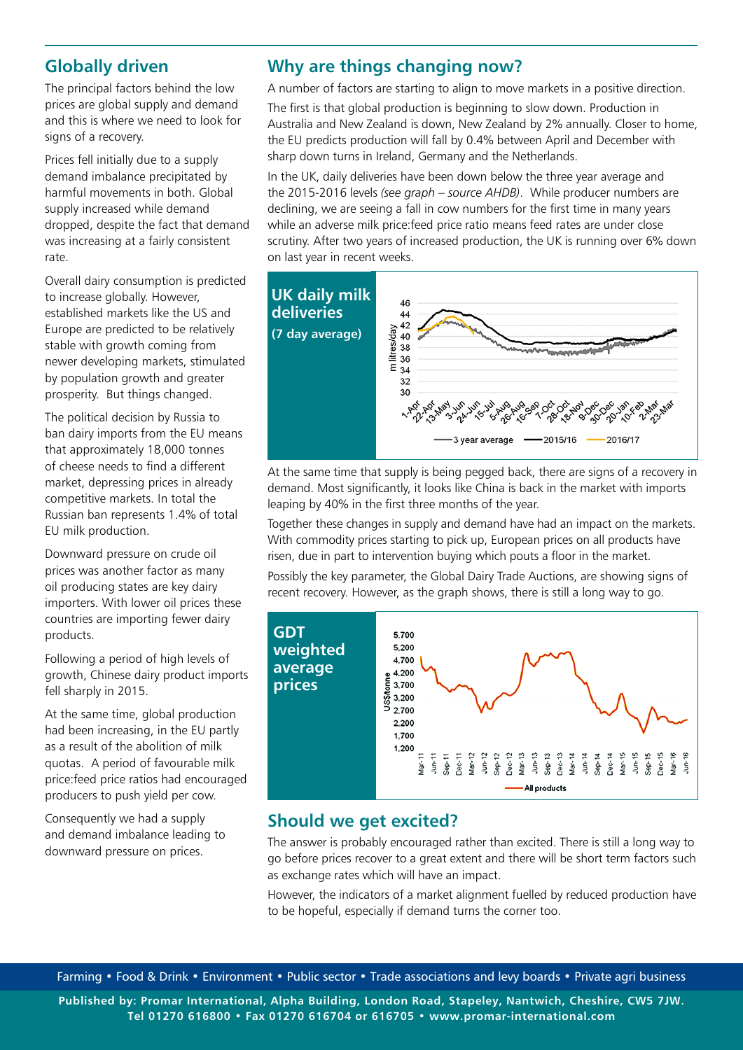## Globally driven

The principal factors behind the low prices are global supply and demand and this is where we need to look for signs of a recovery.

Prices fell initially due to a supply demand imbalance precipitated by harmful movements in both. Global supply increased while demand dropped, despite the fact that demand was increasing at a fairly consistent rate.

Overall dairy consumption is predicted to increase globally. However, established markets like the US and Europe are predicted to be relatively stable with growth coming from newer developing markets, stimulated by population growth and greater prosperity. But things changed.

The political decision by Russia to ban dairy imports from the EU means that approximately 18,000 tonnes of cheese needs to find a different market, depressing prices in already competitive markets. In total the Russian ban represents 1.4% of total EU milk production.

Downward pressure on crude oil prices was another factor as many oil producing states are key dairy importers. With lower oil prices these countries are importing fewer dairy products.

Following a period of high levels of growth, Chinese dairy product imports fell sharply in 2015.

At the same time, global production had been increasing, in the EU partly as a result of the abolition of milk quotas. A period of favourable milk price:feed price ratios had encouraged producers to push yield per cow.

Consequently we had a supply and demand imbalance leading to downward pressure on prices.

## Why are things changing now?

A number of factors are starting to align to move markets in a positive direction.

The first is that global production is beginning to slow down. Production in Australia and New Zealand is down, New Zealand by 2% annually. Closer to home, the EU predicts production will fall by 0.4% between April and December with sharp down turns in Ireland, Germany and the Netherlands.

In the UK, daily deliveries have been down below the three year average and the 2015-2016 levels *(see graph – source AHDB)*. While producer numbers are declining, we are seeing a fall in cow numbers for the first time in many years while an adverse milk price:feed price ratio means feed rates are under close scrutiny. After two years of increased production, the UK is running over 6% down on last year in recent weeks.

**UK daily milk deliveries**
**(7 day average)**

m litres/day
46
44
42
40
38
36
34
32
30

1-Apr 22-Apr 13-May 3-Jun 24-Jun 15-Jul 5-Aug 26-Aug 16-Sep 7-Oct 28-Oct 18-Nov 9-Dec 30-Dec 20-Jan 10-Feb 2-Mar 23-Mar

3 year average — 2015/16 — 2016/17

At the same time that supply is being pegged back, there are signs of a recovery in demand. Most significantly, it looks like China is back in the market with imports leaping by 40% in the first three months of the year.

Together these changes in supply and demand have had an impact on the markets. With commodity prices starting to pick up, European prices on all products have risen, due in part to intervention buying which pouts a floor in the market.

Possibly the key parameter, the Global Dairy Trade Auctions, are showing signs of recent recovery. However, as the graph shows, there is still a long way to go.

**GDT weighted average prices**

US$/tonne
5,700
5,200
4,700
4,200
3,700
3,200
2,700
2,200
1,700
1,200

Mar-11 Jun-11 Sep-11 Dec-11 Mar-12 Jun-12 Sep-12 Dec-12 Mar-13 Jun-13 Sep-13 Dec-13 Mar-14 Jun-14 Sep-14 Dec-14 Mar-15 Jun-15 Sep-15 Dec-15 Mar-16 Jun-16

All products

## Should we get excited?

The answer is probably encouraged rather than excited. There is still a long way to go before prices recover to a great extent and there will be short term factors such as exchange rates which will have an impact.

However, the indicators of a market alignment fuelled by reduced production have to be hopeful, especially if demand turns the corner too.

Farming • Food & Drink • Environment • Public sector • Trade associations and levy boards • Private agri business

**Published by: Promar International, Alpha Building, London Road, Stapeley, Nantwich, Cheshire, CW5 7JW. Tel 01270 616800 • Fax 01270 616704 or 616705 • www.promar-international.com**